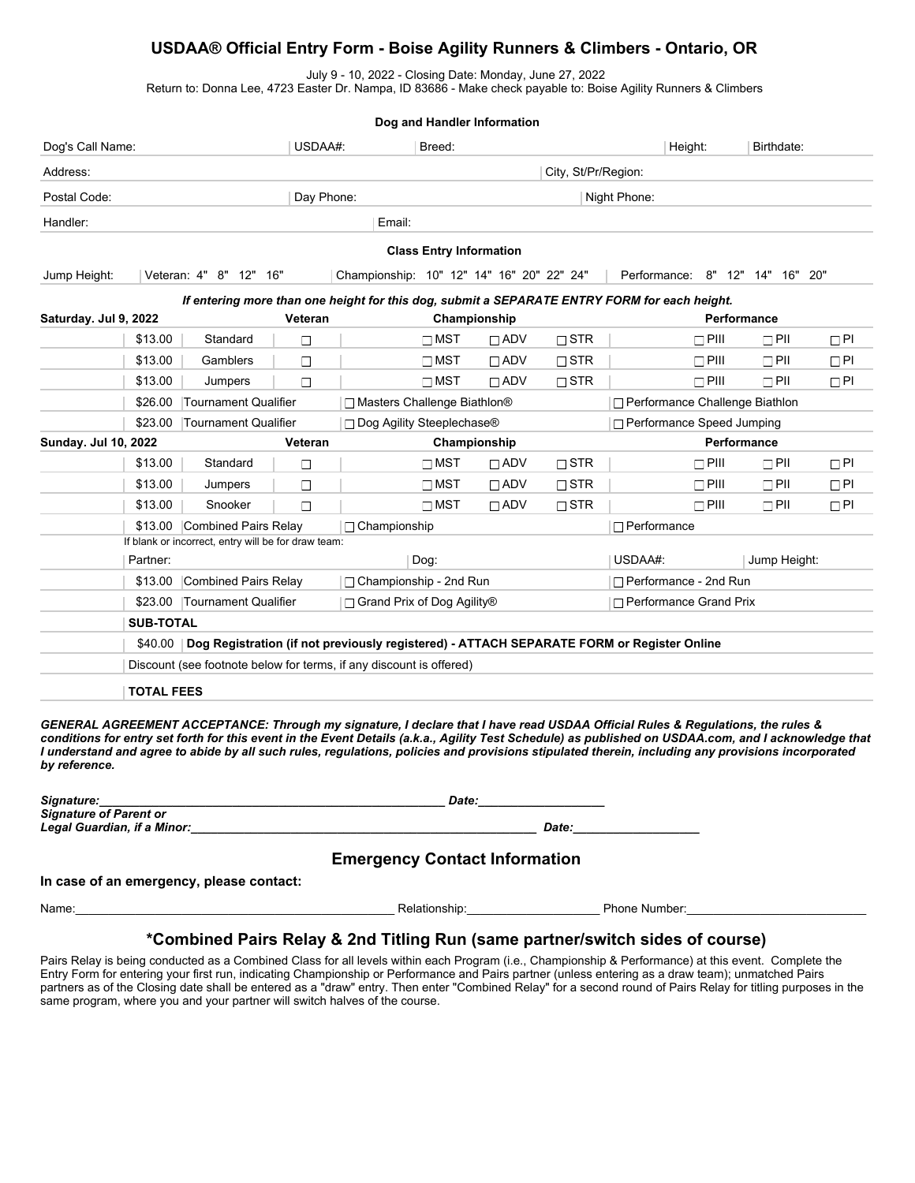# USDAA® Official Entry Form - Boise Agility Runners & Climbers - Ontario, OR

July 9 - 10, 2022 - Closing Date: Monday, June 27, 2022
Return to: Donna Lee, 4723 Easter Dr. Nampa, ID 83686 - Make check payable to: Boise Agility Runners & Climbers

## Dog and Handler Information

| Dog's Call Name: | USDAA#: | Breed: | Height: | Birthdate: |
|---|---|---|---|---|
| Address: | | | City, St/Pr/Region: | |
| Postal Code: | Day Phone: | | Night Phone: | |
| Handler: | | Email: | | |

## Class Entry Information

Jump Height: | Veteran: 4" 8" 12" 16" | Championship: 10" 12" 14" 16" 20" 22" 24" | Performance: 8" 12" 14" 16" 20"

***If entering more than one height for this dog, submit a SEPARATE ENTRY FORM for each height.***

| **Saturday. Jul 9, 2022** | | | **Veteran** | **Championship** | | | **Performance** | | |
|---|---|---|---|---|---|---|---|---|---|
| | $13.00 | Standard | ☐ | ☐ MST | ☐ ADV | ☐ STR | ☐ PIII | ☐ PII | ☐ PI |
| | $13.00 | Gamblers | ☐ | ☐ MST | ☐ ADV | ☐ STR | ☐ PIII | ☐ PII | ☐ PI |
| | $13.00 | Jumpers | ☐ | ☐ MST | ☐ ADV | ☐ STR | ☐ PIII | ☐ PII | ☐ PI |
| | $26.00 | Tournament Qualifier | | ☐ Masters Challenge Biathlon® | | | ☐ Performance Challenge Biathlon | | |
| | $23.00 | Tournament Qualifier | | ☐ Dog Agility Steeplechase® | | | ☐ Performance Speed Jumping | | |
| **Sunday. Jul 10, 2022** | | | **Veteran** | **Championship** | | | **Performance** | | |
| | $13.00 | Standard | ☐ | ☐ MST | ☐ ADV | ☐ STR | ☐ PIII | ☐ PII | ☐ PI |
| | $13.00 | Jumpers | ☐ | ☐ MST | ☐ ADV | ☐ STR | ☐ PIII | ☐ PII | ☐ PI |
| | $13.00 | Snooker | ☐ | ☐ MST | ☐ ADV | ☐ STR | ☐ PIII | ☐ PII | ☐ PI |
| | $13.00 | Combined Pairs Relay | | ☐ Championship | | | ☐ Performance | | |
| | If blank or incorrect, entry will be for draw team: | | | | | | | | |
| | Partner: | | | Dog: | | | USDAA#: | Jump Height: | |
| | $13.00 | Combined Pairs Relay | | ☐ Championship - 2nd Run | | | ☐ Performance - 2nd Run | | |
| | $23.00 | Tournament Qualifier | | ☐ Grand Prix of Dog Agility® | | | ☐ Performance Grand Prix | | |
| | **SUB-TOTAL** | | | | | | | | |
| | $40.00 | **Dog Registration (if not previously registered) - ATTACH SEPARATE FORM or Register Online** | | | | | | | |
| | Discount (see footnote below for terms, if any discount is offered) | | | | | | | | |
| | **TOTAL FEES** | | | | | | | | |

***GENERAL AGREEMENT ACCEPTANCE: Through my signature, I declare that I have read USDAA Official Rules & Regulations, the rules & conditions for entry set forth for this event in the Event Details (a.k.a., Agility Test Schedule) as published on USDAA.com, and I acknowledge that I understand and agree to abide by all such rules, regulations, policies and provisions stipulated therein, including any provisions incorporated by reference.***

***Signature:*___________________________________________________ *Date:*___________________

***Signature of Parent or Legal Guardian, if a Minor:*___________________________________________________ *Date:*___________________

## Emergency Contact Information

**In case of an emergency, please contact:**

Name:_______________________________________________ Relationship:____________________ Phone Number:__________________________

## *Combined Pairs Relay & 2nd Titling Run (same partner/switch sides of course)

Pairs Relay is being conducted as a Combined Class for all levels within each Program (i.e., Championship & Performance) at this event. Complete the Entry Form for entering your first run, indicating Championship or Performance and Pairs partner (unless entering as a draw team); unmatched Pairs partners as of the Closing date shall be entered as a "draw" entry. Then enter "Combined Relay" for a second round of Pairs Relay for titling purposes in the same program, where you and your partner will switch halves of the course.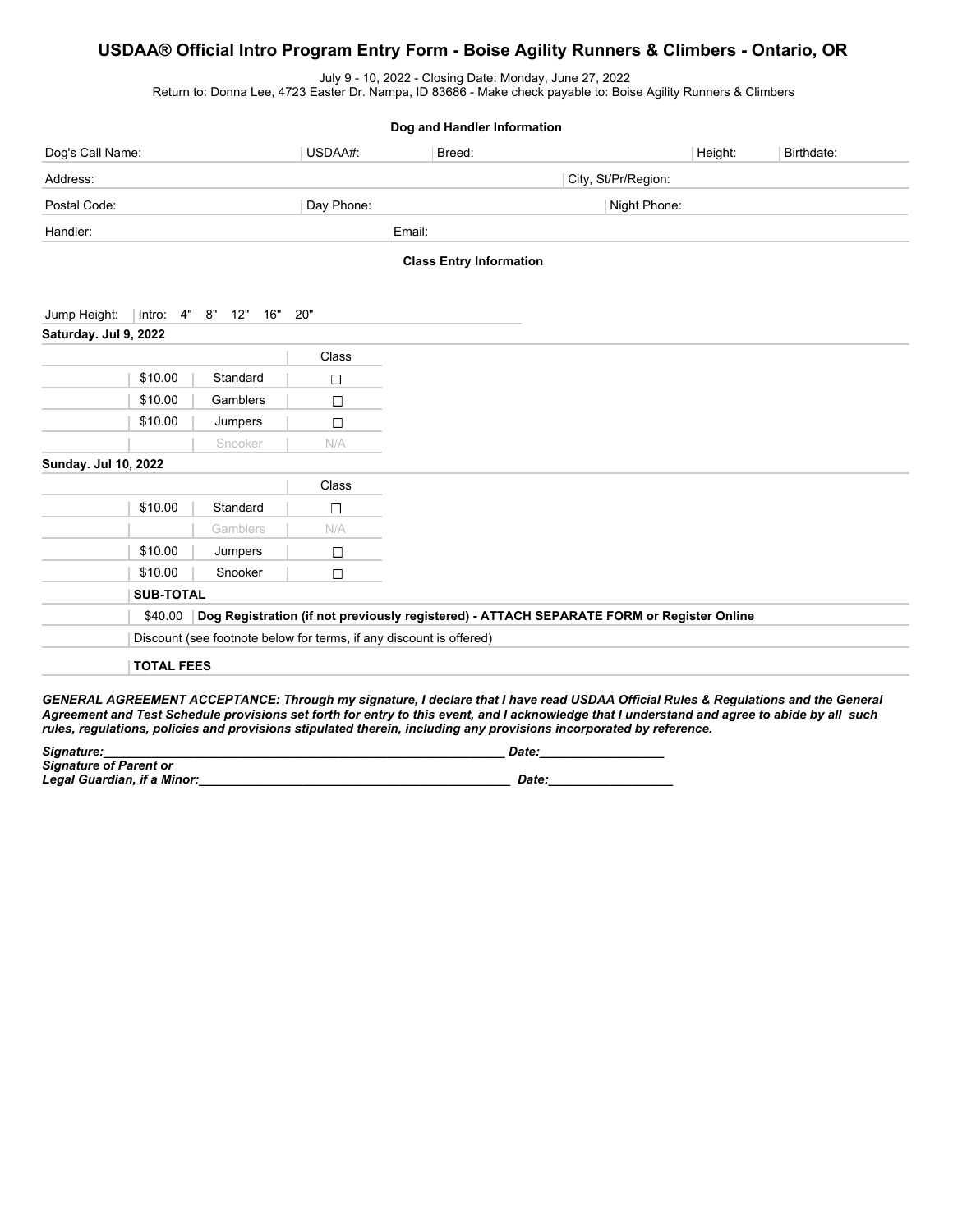# USDAA® Official Intro Program Entry Form - Boise Agility Runners & Climbers - Ontario, OR

July 9 - 10, 2022 - Closing Date: Monday, June 27, 2022
Return to: Donna Lee, 4723 Easter Dr. Nampa, ID 83686 - Make check payable to: Boise Agility Runners & Climbers

### Dog and Handler Information

| | | | | |
|---|---|---|---|---|
| Dog's Call Name: | USDAA#: | Breed: | Height: | Birthdate: |
| Address: | | | City, St/Pr/Region: | |
| Postal Code: | Day Phone: | | Night Phone: | |
| Handler: | Email: | | | |

### Class Entry Information

Jump Height: | Intro: 4" 8" 12" 16" 20"

**Saturday. Jul 9, 2022**

| | | | Class |
|---|---|---|---|
| | $10.00 | Standard | ☐ |
| | $10.00 | Gamblers | ☐ |
| | $10.00 | Jumpers | ☐ |
| | | Snooker | N/A |

**Sunday. Jul 10, 2022**

| | | | Class |
|---|---|---|---|
| | $10.00 | Standard | ☐ |
| | | Gamblers | N/A |
| | $10.00 | Jumpers | ☐ |
| | $10.00 | Snooker | ☐ |

| | |
|---|---|
| | **SUB-TOTAL** |
| | $40.00 **Dog Registration (if not previously registered) - ATTACH SEPARATE FORM or Register Online** |
| | Discount (see footnote below for terms, if any discount is offered) |
| | **TOTAL FEES** |

***GENERAL AGREEMENT ACCEPTANCE: Through my signature, I declare that I have read USDAA Official Rules & Regulations and the General Agreement and Test Schedule provisions set forth for entry to this event, and I acknowledge that I understand and agree to abide by all such rules, regulations, policies and provisions stipulated therein, including any provisions incorporated by reference.***

***Signature:___________________________________________________________ Date:__________________***
***Signature of Parent or***
***Legal Guardian, if a Minor:_____________________________________________ Date:__________________***